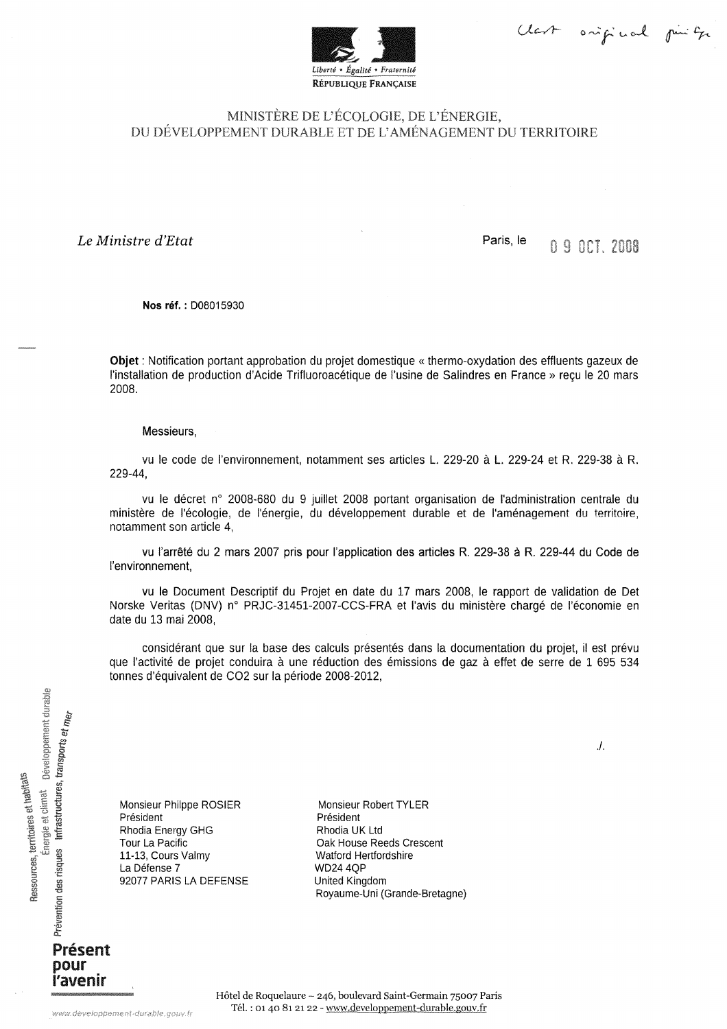Liberté • Égalité • Fraternité

RÉPUBLIQUE FRANÇAISE

# MINISTÈRE DE L'ÉCOLOGIE, DE L'ÉNERGIE, DU DÉVELOPPEMENT DURABLE ET DE L'AMÉNAGEMENT DU TERRITOIRE

*Le Ministre d'Etat*

Paris, le 09 OCT. 2008

**Nos réf. :** D08015930

**Objet** : Notification portant approbation du projet domestique « thermo-oxydation des effluents gazeux de l'installation de production d'Acide Trifluoroacétique de l'usine de Salindres en France » reçu le 20 mars 2008.

Messieurs,

vu le code de l'environnement, notamment ses articles L. 229-20 à L. 229-24 et R. 229-38 à R. 229-44,

vu le décret n° 2008-680 du 9 juillet 2008 portant organisation de l'administration centrale du ministère de l'écologie, de l'énergie, du développement durable et de l'aménagement du territoire, notamment son article 4,

vu l'arrêté du 2 mars 2007 pris pour l'application des articles R. 229-38 à R. 229-44 du Code de l'environnement,

vu le Document Descriptif du Projet en date du 17 mars 2008, le rapport de validation de Det Norske Veritas (DNV) n° PRJC-31451-2007-CCS-FRA et l'avis du ministère chargé de l'économie en date du 13 mai 2008,

considérant que sur la base des calculs présentés dans la documentation du projet, il est prévu que l'activité de projet conduira à une réduction des émissions de gaz à effet de serre de 1 695 534 tonnes d'équivalent de $CO_2$ sur la période 2008-2012,

./.

Monsieur Philippe ROSIER
Président
Rhodia Energy GHG
Tour La Pacific
11-13, Cours Valmy
La Défense 7
92077 PARIS LA DEFENSE

Monsieur Robert TYLER
Président
Rhodia UK Ltd
Oak House Reeds Crescent
Watford Hertfordshire
WD24 4QP
United Kingdom
Royaume-Uni (Grande-Bretagne)

Hôtel de Roquelaure – 246, boulevard Saint-Germain 75007 Paris
Tél. : 01 40 81 21 22 - www.developpement-durable.gouv.fr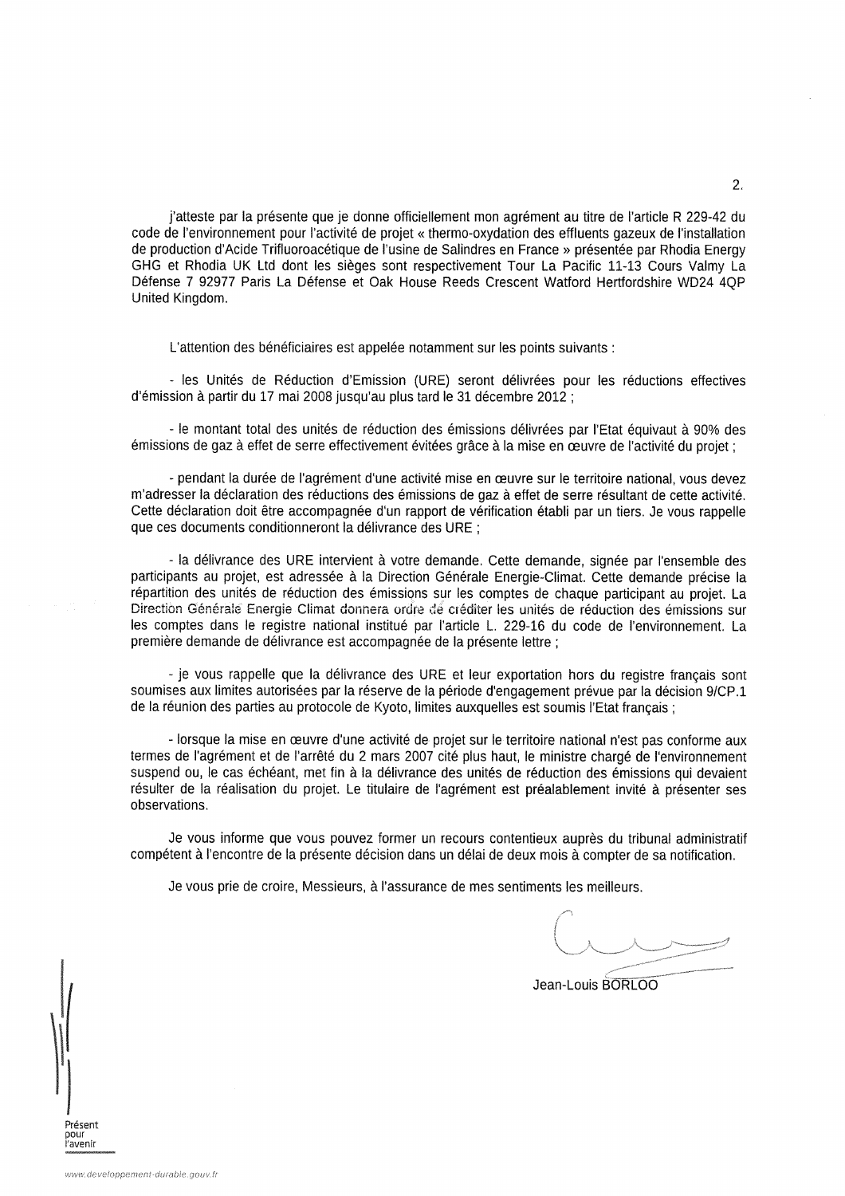j'atteste par la présente que je donne officiellement mon agrément au titre de l'article R 229-42 du code de l'environnement pour l'activité de projet « thermo-oxydation des effluents gazeux de l'installation de production d'Acide Trifluoroacétique de l'usine de Salindres en France » présentée par Rhodia Energy GHG et Rhodia UK Ltd dont les sièges sont respectivement Tour La Pacific 11-13 Cours Valmy La Défense 7 92977 Paris La Défense et Oak House Reeds Crescent Watford Hertfordshire WD24 4QP United Kingdom.

L'attention des bénéficiaires est appelée notamment sur les points suivants :

- les Unités de Réduction d'Emission (URE) seront délivrées pour les réductions effectives d'émission à partir du 17 mai 2008 jusqu'au plus tard le 31 décembre 2012 ;

- le montant total des unités de réduction des émissions délivrées par l'Etat équivaut à 90% des émissions de gaz à effet de serre effectivement évitées grâce à la mise en œuvre de l'activité du projet ;

- pendant la durée de l'agrément d'une activité mise en œuvre sur le territoire national, vous devez m'adresser la déclaration des réductions des émissions de gaz à effet de serre résultant de cette activité. Cette déclaration doit être accompagnée d'un rapport de vérification établi par un tiers. Je vous rappelle que ces documents conditionneront la délivrance des URE ;

- la délivrance des URE intervient à votre demande. Cette demande, signée par l'ensemble des participants au projet, est adressée à la Direction Générale Energie-Climat. Cette demande précise la répartition des unités de réduction des émissions sur les comptes de chaque participant au projet. La Direction Générale Energie Climat donnera ordre de créditer les unités de réduction des émissions sur les comptes dans le registre national institué par l'article L. 229-16 du code de l'environnement. La première demande de délivrance est accompagnée de la présente lettre ;

- je vous rappelle que la délivrance des URE et leur exportation hors du registre français sont soumises aux limites autorisées par la réserve de la période d'engagement prévue par la décision 9/CP.1 de la réunion des parties au protocole de Kyoto, limites auxquelles est soumis l'Etat français ;

- lorsque la mise en œuvre d'une activité de projet sur le territoire national n'est pas conforme aux termes de l'agrément et de l'arrêté du 2 mars 2007 cité plus haut, le ministre chargé de l'environnement suspend ou, le cas échéant, met fin à la délivrance des unités de réduction des émissions qui devaient résulter de la réalisation du projet. Le titulaire de l'agrément est préalablement invité à présenter ses observations.

Je vous informe que vous pouvez former un recours contentieux auprès du tribunal administratif compétent à l'encontre de la présente décision dans un délai de deux mois à compter de sa notification.

Je vous prie de croire, Messieurs, à l'assurance de mes sentiments les meilleurs.

Jean-Louis BORLOO

Présent pour l'avenir

www.developpement-durable.gouv.fr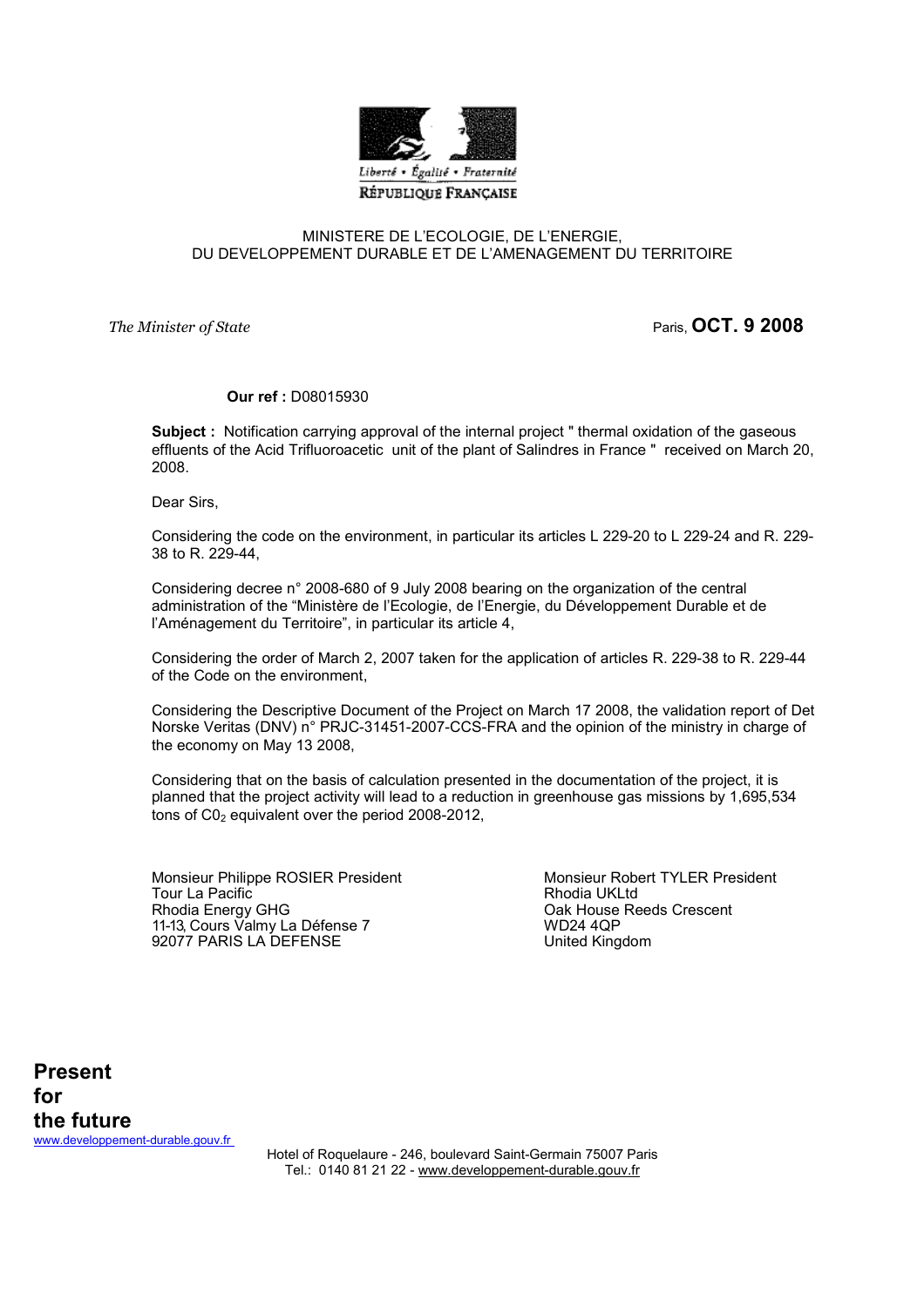Liberté • Égalité • Fraternité

RÉPUBLIQUE FRANÇAISE

MINISTERE DE L'ECOLOGIE, DE L'ENERGIE,
DU DEVELOPPEMENT DURABLE ET DE L'AMENAGEMENT DU TERRITOIRE

*The Minister of State*

Paris, **OCT. 9 2008**

**Our ref :** D08015930

**Subject :** Notification carrying approval of the internal project " thermal oxidation of the gaseous effluents of the Acid Trifluoroacetic unit of the plant of Salindres in France " received on March 20, 2008.

Dear Sirs,

Considering the code on the environment, in particular its articles L 229-20 to L 229-24 and R. 229-38 to R. 229-44,

Considering decree n° 2008-680 of 9 July 2008 bearing on the organization of the central administration of the "Ministère de l'Ecologie, de l'Energie, du Développement Durable et de l'Aménagement du Territoire", in particular its article 4,

Considering the order of March 2, 2007 taken for the application of articles R. 229-38 to R. 229-44 of the Code on the environment,

Considering the Descriptive Document of the Project on March 17 2008, the validation report of Det Norske Veritas (DNV) n° PRJC-31451-2007-CCS-FRA and the opinion of the ministry in charge of the economy on May 13 2008,

Considering that on the basis of calculation presented in the documentation of the project, it is planned that the project activity will lead to a reduction in greenhouse gas missions by 1,695,534 tons of $C0_2$ equivalent over the period 2008-2012,

Monsieur Philippe ROSIER President
Tour La Pacific
Rhodia Energy GHG
11-13, Cours Valmy La Défense 7
92077 PARIS LA DEFENSE

Monsieur Robert TYLER President
Rhodia UKLtd
Oak House Reeds Crescent
WD24 4QP
United Kingdom

**Present**
**for**
**the future**
www.developpement-durable.gouv.fr

Hotel of Roquelaure - 246, boulevard Saint-Germain 75007 Paris
Tel.: 0140 81 21 22 - www.developpement-durable.gouv.fr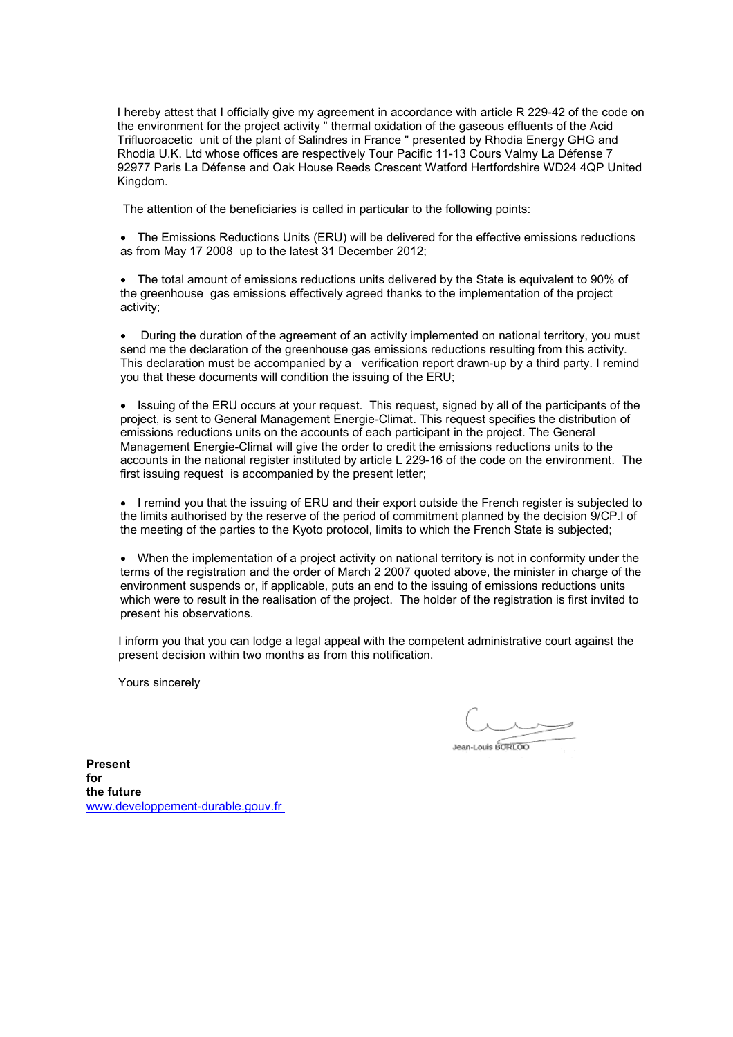I hereby attest that I officially give my agreement in accordance with article R 229-42 of the code on the environment for the project activity " thermal oxidation of the gaseous effluents of the Acid Trifluoroacetic unit of the plant of Salindres in France " presented by Rhodia Energy GHG and Rhodia U.K. Ltd whose offices are respectively Tour Pacific 11-13 Cours Valmy La Défense 7 92977 Paris La Défense and Oak House Reeds Crescent Watford Hertfordshire WD24 4QP United Kingdom.

The attention of the beneficiaries is called in particular to the following points:

- The Emissions Reductions Units (ERU) will be delivered for the effective emissions reductions as from May 17 2008 up to the latest 31 December 2012;

- The total amount of emissions reductions units delivered by the State is equivalent to 90% of the greenhouse gas emissions effectively agreed thanks to the implementation of the project activity;

- During the duration of the agreement of an activity implemented on national territory, you must send me the declaration of the greenhouse gas emissions reductions resulting from this activity. This declaration must be accompanied by a verification report drawn-up by a third party. I remind you that these documents will condition the issuing of the ERU;

- Issuing of the ERU occurs at your request. This request, signed by all of the participants of the project, is sent to General Management Energie-Climat. This request specifies the distribution of emissions reductions units on the accounts of each participant in the project. The General Management Energie-Climat will give the order to credit the emissions reductions units to the accounts in the national register instituted by article L 229-16 of the code on the environment. The first issuing request is accompanied by the present letter;

- I remind you that the issuing of ERU and their export outside the French register is subjected to the limits authorised by the reserve of the period of commitment planned by the decision 9/CP.I of the meeting of the parties to the Kyoto protocol, limits to which the French State is subjected;

- When the implementation of a project activity on national territory is not in conformity under the terms of the registration and the order of March 2 2007 quoted above, the minister in charge of the environment suspends or, if applicable, puts an end to the issuing of emissions reductions units which were to result in the realisation of the project. The holder of the registration is first invited to present his observations.

I inform you that you can lodge a legal appeal with the competent administrative court against the present decision within two months as from this notification.

Yours sincerely

Jean-Louis BORLOO

**Present**
**for**
**the future**
www.developpement-durable.gouv.fr